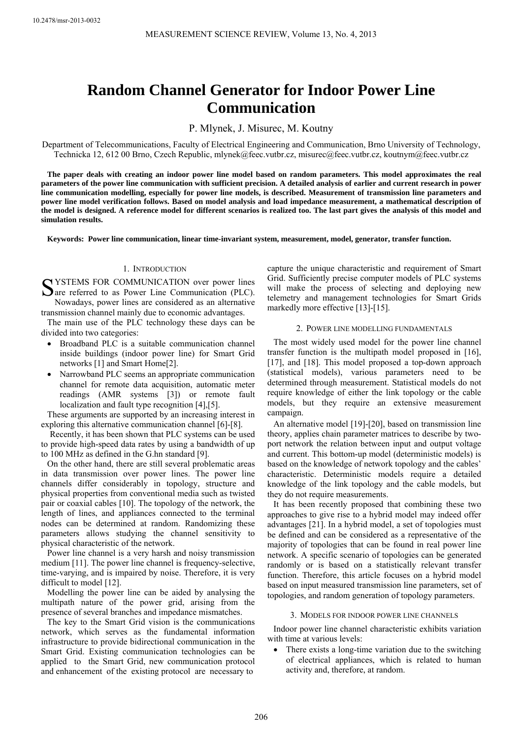# Random Channel Generator for Indoor Power Line Communication

P. Mlynek, J. Misurec, M. Koutny

Department of Telecommunications, Faculty of Electrical Engineering and Communication, Brno University of Technology, Technicka 12, 612 00 Brno, Czech Republic, mlynek@feec.vutbr.cz, misurec@feec.vutbr.cz, koutnym@feec.vutbr.cz

**The paper deals with creating an indoor power line model based on random parameters. This model approximates the real parameters of the power line communication with sufficient precision. A detailed analysis of earlier and current research in power line communication modelling, especially for power line models, is described. Measurement of transmission line parameters and power line model verification follows. Based on model analysis and load impedance measurement, a mathematical description of the model is designed. A reference model for different scenarios is realized too. The last part gives the analysis of this model and simulation results.**

**Keywords: Power line communication, linear time-invariant system, measurement, model, generator, transfer function.**

## 1. Introduction

SYSTEMS FOR COMMUNICATION over power lines are referred to as Power Line Communication (PLC). Nowadays, power lines are considered as an alternative transmission channel mainly due to economic advantages.

The main use of the PLC technology these days can be divided into two categories:

- Broadband PLC is a suitable communication channel inside buildings (indoor power line) for Smart Grid networks [1] and Smart Home[2].
- Narrowband PLC seems an appropriate communication channel for remote data acquisition, automatic meter readings (AMR systems [3]) or remote fault localization and fault type recognition [4],[5].

These arguments are supported by an increasing interest in exploring this alternative communication channel [6]-[8].

Recently, it has been shown that PLC systems can be used to provide high-speed data rates by using a bandwidth of up to 100 MHz as defined in the G.hn standard [9].

On the other hand, there are still several problematic areas in data transmission over power lines. The power line channels differ considerably in topology, structure and physical properties from conventional media such as twisted pair or coaxial cables [10]. The topology of the network, the length of lines, and appliances connected to the terminal nodes can be determined at random. Randomizing these parameters allows studying the channel sensitivity to physical characteristic of the network.

Power line channel is a very harsh and noisy transmission medium [11]. The power line channel is frequency-selective, time-varying, and is impaired by noise. Therefore, it is very difficult to model [12].

Modelling the power line can be aided by analysing the multipath nature of the power grid, arising from the presence of several branches and impedance mismatches.

The key to the Smart Grid vision is the communications network, which serves as the fundamental information infrastructure to provide bidirectional communication in the Smart Grid. Existing communication technologies can be applied to the Smart Grid, new communication protocol and enhancement of the existing protocol are necessary to capture the unique characteristic and requirement of Smart Grid. Sufficiently precise computer models of PLC systems will make the process of selecting and deploying new telemetry and management technologies for Smart Grids markedly more effective [13]-[15].

## 2. Power line modelling fundamentals

The most widely used model for the power line channel transfer function is the multipath model proposed in [16], [17], and [18]. This model proposed a top-down approach (statistical models), various parameters need to be determined through measurement. Statistical models do not require knowledge of either the link topology or the cable models, but they require an extensive measurement campaign.

An alternative model [19]-[20], based on transmission line theory, applies chain parameter matrices to describe by two-port network the relation between input and output voltage and current. This bottom-up model (deterministic models) is based on the knowledge of network topology and the cables' characteristic. Deterministic models require a detailed knowledge of the link topology and the cable models, but they do not require measurements.

It has been recently proposed that combining these two approaches to give rise to a hybrid model may indeed offer advantages [21]. In a hybrid model, a set of topologies must be defined and can be considered as a representative of the majority of topologies that can be found in real power line network. A specific scenario of topologies can be generated randomly or is based on a statistically relevant transfer function. Therefore, this article focuses on a hybrid model based on input measured transmission line parameters, set of topologies, and random generation of topology parameters.

## 3. Models for indoor power line channels

Indoor power line channel characteristic exhibits variation with time at various levels:

- There exists a long-time variation due to the switching of electrical appliances, which is related to human activity and, therefore, at random.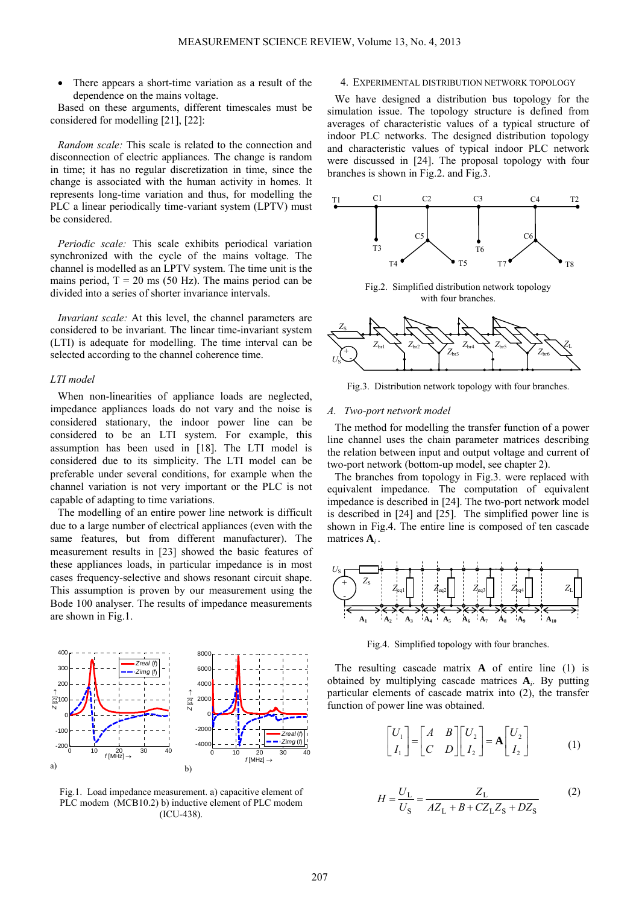- There appears a short-time variation as a result of the dependence on the mains voltage.

Based on these arguments, different timescales must be considered for modelling [21], [22]:

*Random scale:* This scale is related to the connection and disconnection of electric appliances. The change is random in time; it has no regular discretization in time, since the change is associated with the human activity in homes. It represents long-time variation and thus, for modelling the PLC a linear periodically time-variant system (LPTV) must be considered.

*Periodic scale:* This scale exhibits periodical variation synchronized with the cycle of the mains voltage. The channel is modelled as an LPTV system. The time unit is the mains period, T = 20 ms (50 Hz). The mains period can be divided into a series of shorter invariance intervals.

*Invariant scale:* At this level, the channel parameters are considered to be invariant. The linear time-invariant system (LTI) is adequate for modelling. The time interval can be selected according to the channel coherence time.

### LTI model

When non-linearities of appliance loads are neglected, impedance appliances loads do not vary and the noise is considered stationary, the indoor power line can be considered to be an LTI system. For example, this assumption has been used in [18]. The LTI model is considered due to its simplicity. The LTI model can be preferable under several conditions, for example when the channel variation is not very important or the PLC is not capable of adapting to time variations.

The modelling of an entire power line network is difficult due to a large number of electrical appliances (even with the same features, but from different manufacturer). The measurement results in [23] showed the basic features of these appliances loads, in particular impedance is in most cases frequency-selective and shows resonant circuit shape. This assumption is proven by our measurement using the Bode 100 analyser. The results of impedance measurements are shown in Fig.1.

Fig.1. Load impedance measurement. a) capacitive element of PLC modem (MCB10.2) b) inductive element of PLC modem (ICU-438).

## 4. Experimental distribution network topology

We have designed a distribution bus topology for the simulation issue. The topology structure is defined from averages of characteristic values of a typical structure of indoor PLC networks. The designed distribution topology and characteristic values of typical indoor PLC network were discussed in [24]. The proposal topology with four branches is shown in Fig.2. and Fig.3.

Fig.2. Simplified distribution network topology with four branches.

Fig.3. Distribution network topology with four branches.

### A. Two-port network model

The method for modelling the transfer function of a power line channel uses the chain parameter matrices describing the relation between input and output voltage and current of two-port network (bottom-up model, see chapter 2).

The branches from topology in Fig.3. were replaced with equivalent impedance. The computation of equivalent impedance is described in [24]. The two-port network model is described in [24] and [25]. The simplified power line is shown in Fig.4. The entire line is composed of ten cascade matrices $\mathbf{A}_i$.

Fig.4. Simplified topology with four branches.

The resulting cascade matrix $\mathbf{A}$ of entire line (1) is obtained by multiplying cascade matrices $\mathbf{A}_i$. By putting particular elements of cascade matrix into (2), the transfer function of power line was obtained.

$$\begin{bmatrix} U_1 \\ I_1 \end{bmatrix} = \begin{bmatrix} A & B \\ C & D \end{bmatrix} \begin{bmatrix} U_2 \\ I_2 \end{bmatrix} = \mathbf{A} \begin{bmatrix} U_2 \\ I_2 \end{bmatrix} \tag{1}$$

$$H = \frac{U_\mathrm{L}}{U_\mathrm{S}} = \frac{Z_\mathrm{L}}{AZ_\mathrm{L} + B + CZ_\mathrm{L}Z_\mathrm{S} + DZ_\mathrm{S}} \tag{2}$$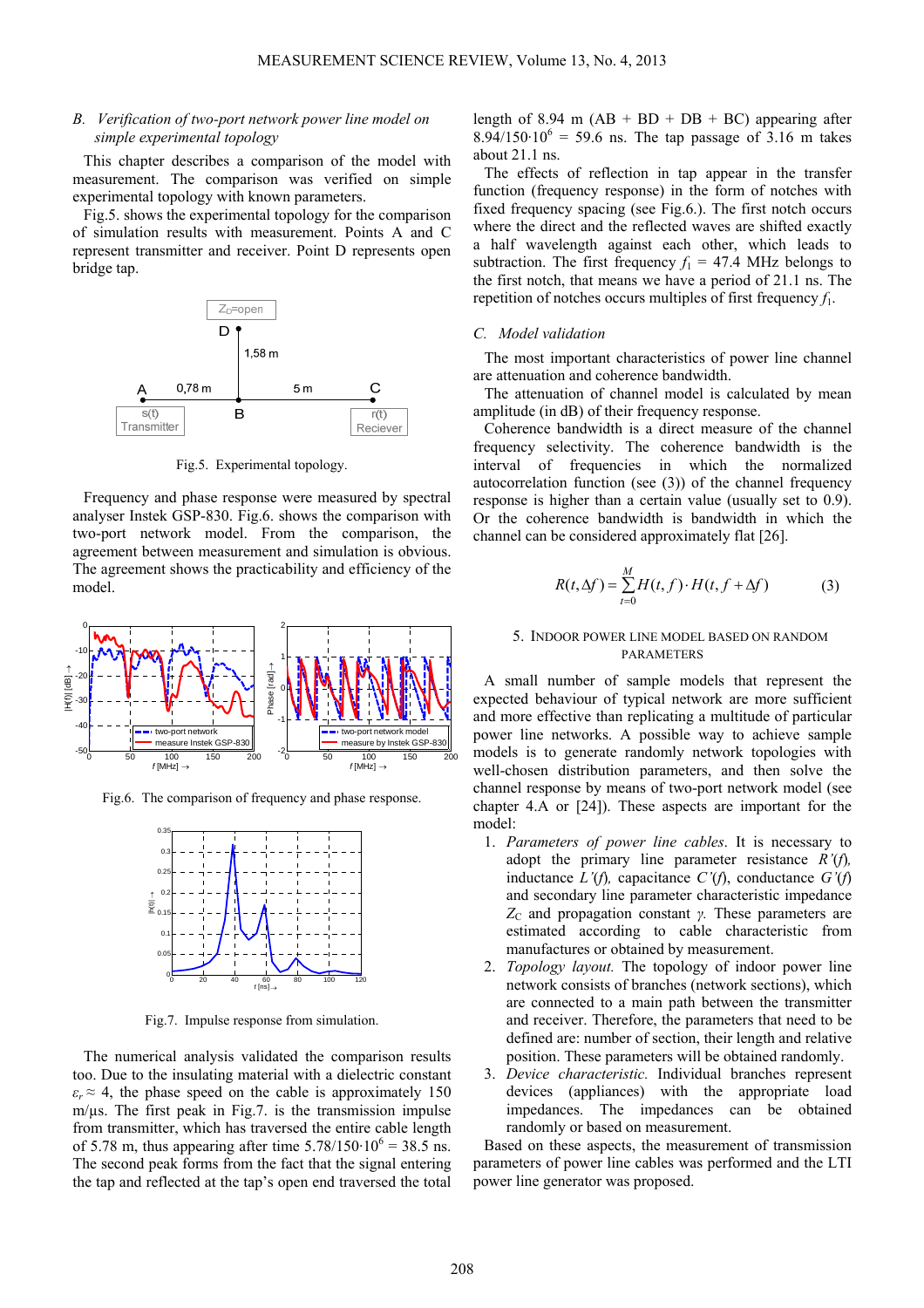### B. Verification of two-port network power line model on simple experimental topology

This chapter describes a comparison of the model with measurement. The comparison was verified on simple experimental topology with known parameters.

Fig.5. shows the experimental topology for the comparison of simulation results with measurement. Points A and C represent transmitter and receiver. Point D represents open bridge tap.

Fig.5. Experimental topology.

Frequency and phase response were measured by spectral analyser Instek GSP-830. Fig.6. shows the comparison with two-port network model. From the comparison, the agreement between measurement and simulation is obvious. The agreement shows the practicability and efficiency of the model.

Fig.6. The comparison of frequency and phase response.

Fig.7. Impulse response from simulation.

The numerical analysis validated the comparison results too. Due to the insulating material with a dielectric constant $\varepsilon_r \approx 4$, the phase speed on the cable is approximately 150 m/µs. The first peak in Fig.7. is the transmission impulse from transmitter, which has traversed the entire cable length of 5.78 m, thus appearing after time $5.78/150 \cdot 10^6 = 38.5$ ns. The second peak forms from the fact that the signal entering the tap and reflected at the tap's open end traversed the total length of 8.94 m (AB + BD + DB + BC) appearing after $8.94/150 \cdot 10^6 = 59.6$ ns. The tap passage of 3.16 m takes about 21.1 ns.

The effects of reflection in tap appear in the transfer function (frequency response) in the form of notches with fixed frequency spacing (see Fig.6.). The first notch occurs where the direct and the reflected waves are shifted exactly a half wavelength against each other, which leads to subtraction. The first frequency $f_1 = 47.4$ MHz belongs to the first notch, that means we have a period of 21.1 ns. The repetition of notches occurs multiples of first frequency $f_1$.

### C. Model validation

The most important characteristics of power line channel are attenuation and coherence bandwidth.

The attenuation of channel model is calculated by mean amplitude (in dB) of their frequency response.

Coherence bandwidth is a direct measure of the channel frequency selectivity. The coherence bandwidth is the interval of frequencies in which the normalized autocorrelation function (see (3)) of the channel frequency response is higher than a certain value (usually set to 0.9). Or the coherence bandwidth is bandwidth in which the channel can be considered approximately flat [26].

$$R(t, \Delta f) = \sum_{t=0}^{M} H(t, f) \cdot H(t, f + \Delta f) \qquad (3)$$

## 5. Indoor power line model based on random parameters

A small number of sample models that represent the expected behaviour of typical network are more sufficient and more effective than replicating a multitude of particular power line networks. A possible way to achieve sample models is to generate randomly network topologies with well-chosen distribution parameters, and then solve the channel response by means of two-port network model (see chapter 4.A or [24]). These aspects are important for the model:

1. *Parameters of power line cables.* It is necessary to adopt the primary line parameter resistance $R'(f)$, inductance $L'(f)$, capacitance $C'(f)$, conductance $G'(f)$ and secondary line parameter characteristic impedance $Z_C$ and propagation constant $\gamma$. These parameters are estimated according to cable characteristic from manufactures or obtained by measurement.
2. *Topology layout.* The topology of indoor power line network consists of branches (network sections), which are connected to a main path between the transmitter and receiver. Therefore, the parameters that need to be defined are: number of section, their length and relative position. These parameters will be obtained randomly.
3. *Device characteristic.* Individual branches represent devices (appliances) with the appropriate load impedances. The impedances can be obtained randomly or based on measurement.

Based on these aspects, the measurement of transmission parameters of power line cables was performed and the LTI power line generator was proposed.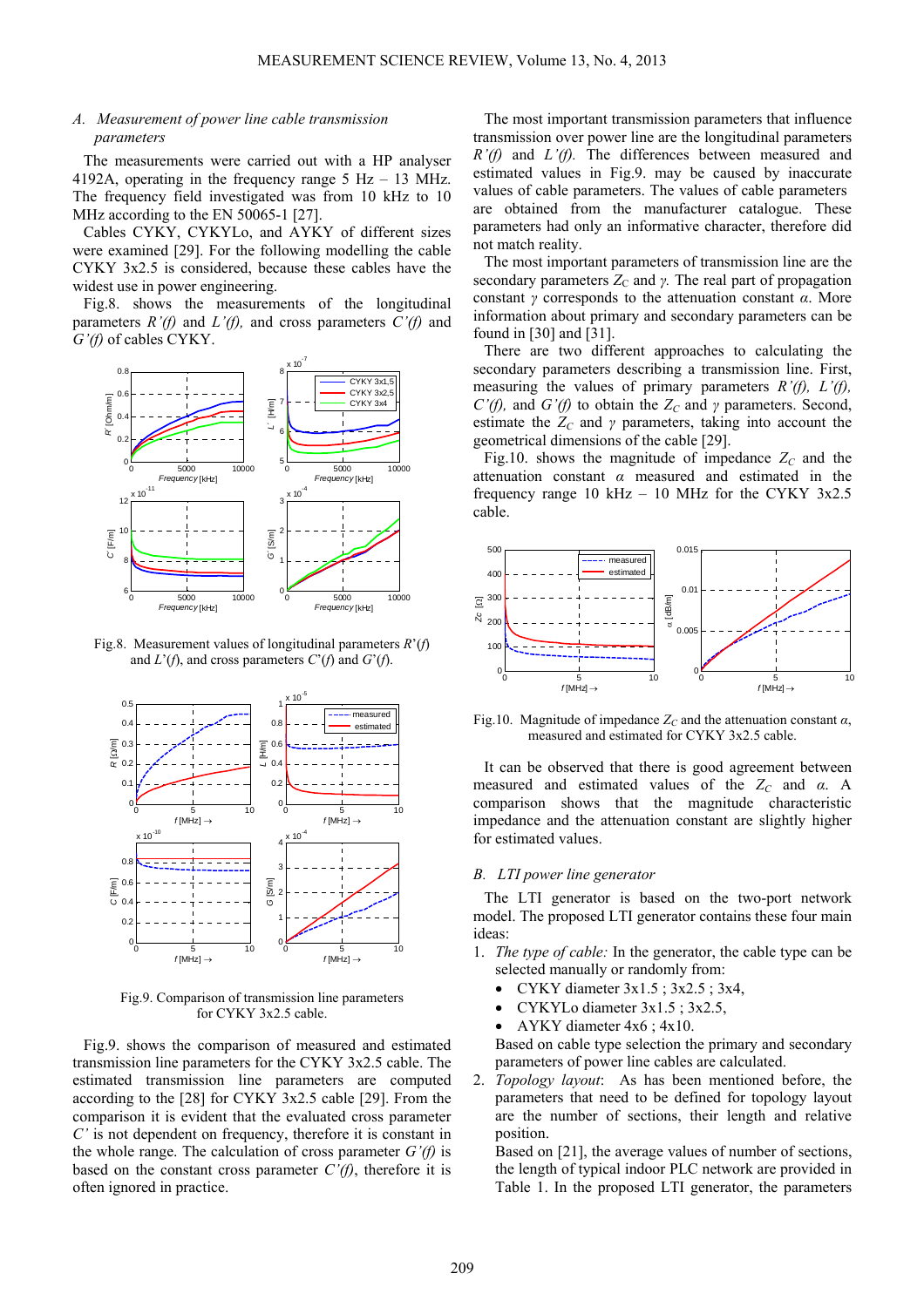### A. *Measurement of power line cable transmission parameters*

The measurements were carried out with a HP analyser 4192A, operating in the frequency range 5 Hz – 13 MHz. The frequency field investigated was from 10 kHz to 10 MHz according to the EN 50065-1 [27].

Cables CYKY, CYKYLo, and AYKY of different sizes were examined [29]. For the following modelling the cable CYKY 3x2.5 is considered, because these cables have the widest use in power engineering.

Fig.8. shows the measurements of the longitudinal parameters *R'(f)* and *L'(f)*, and cross parameters *C'(f)* and *G'(f)* of cables CYKY.

Fig.8. Measurement values of longitudinal parameters *R'(f)* and *L'(f)*, and cross parameters *C'(f)* and *G'(f)*.

Fig.9. Comparison of transmission line parameters for CYKY 3x2.5 cable.

Fig.9. shows the comparison of measured and estimated transmission line parameters for the CYKY 3x2.5 cable. The estimated transmission line parameters are computed according to the [28] for CYKY 3x2.5 cable [29]. From the comparison it is evident that the evaluated cross parameter *C'* is not dependent on frequency, therefore it is constant in the whole range. The calculation of cross parameter *G'(f)* is based on the constant cross parameter *C'(f)*, therefore it is often ignored in practice.

The most important transmission parameters that influence transmission over power line are the longitudinal parameters *R'(f)* and *L'(f)*. The differences between measured and estimated values in Fig.9. may be caused by inaccurate values of cable parameters. The values of cable parameters are obtained from the manufacturer catalogue. These parameters had only an informative character, therefore did not match reality.

The most important parameters of transmission line are the secondary parameters $Z_C$ and $\gamma$. The real part of propagation constant $\gamma$ corresponds to the attenuation constant $\alpha$. More information about primary and secondary parameters can be found in [30] and [31].

There are two different approaches to calculating the secondary parameters describing a transmission line. First, measuring the values of primary parameters *R'(f)*, *L'(f)*, *C'(f)*, and *G'(f)* to obtain the $Z_C$ and $\gamma$ parameters. Second, estimate the $Z_C$ and $\gamma$ parameters, taking into account the geometrical dimensions of the cable [29].

Fig.10. shows the magnitude of impedance $Z_C$ and the attenuation constant $\alpha$ measured and estimated in the frequency range 10 kHz – 10 MHz for the CYKY 3x2.5 cable.

Fig.10. Magnitude of impedance $Z_C$ and the attenuation constant $\alpha$, measured and estimated for CYKY 3x2.5 cable.

It can be observed that there is good agreement between measured and estimated values of $Z_C$ and $\alpha$. A comparison shows that the magnitude characteristic impedance and the attenuation constant are slightly higher for estimated values.

### B. *LTI power line generator*

The LTI generator is based on the two-port network model. The proposed LTI generator contains these four main ideas:

1. *The type of cable:* In the generator, the cable type can be selected manually or randomly from:
   - CYKY diameter 3x1.5 ; 3x2.5 ; 3x4,
   - CYKYLo diameter 3x1.5 ; 3x2.5,
   - AYKY diameter 4x6 ; 4x10.

   Based on cable type selection the primary and secondary parameters of power line cables are calculated.
2. *Topology layout*: As has been mentioned before, the parameters that need to be defined for topology layout are the number of sections, their length and relative position.

   Based on [21], the average values of number of sections, the length of typical indoor PLC network are provided in Table 1. In the proposed LTI generator, the parameters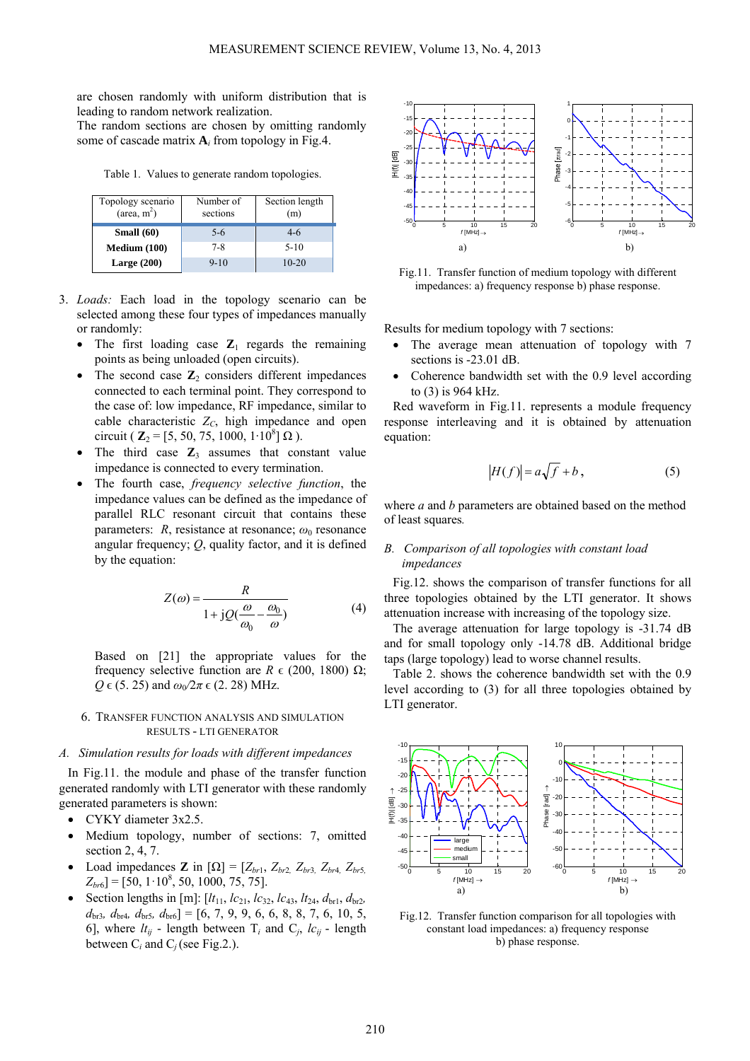are chosen randomly with uniform distribution that is leading to random network realization.

The random sections are chosen by omitting randomly some of cascade matrix $\mathbf{A}_i$ from topology in Fig.4.

Table 1. Values to generate random topologies.

| Topology scenario (area, m$^2$) | Number of sections | Section length (m) |
|---|---|---|
| **Small (60)** | 5-6 | 4-6 |
| **Medium (100)** | 7-8 | 5-10 |
| **Large (200)** | 9-10 | 10-20 |

3. *Loads:* Each load in the topology scenario can be selected among these four types of impedances manually or randomly:
   - The first loading case $\mathbf{Z}_1$ regards the remaining points as being unloaded (open circuits).
   - The second case $\mathbf{Z}_2$ considers different impedances connected to each terminal point. They correspond to the case of: low impedance, RF impedance, similar to cable characteristic $Z_C$, high impedance and open circuit ( $\mathbf{Z}_2 = [5, 50, 75, 1000, 1{\cdot}10^8]\ \Omega$ ).
   - The third case $\mathbf{Z}_3$ assumes that constant value impedance is connected to every termination.
   - The fourth case, *frequency selective function*, the impedance values can be defined as the impedance of parallel RLC resonant circuit that contains these parameters: $R$, resistance at resonance; $\omega_0$ resonance angular frequency; $Q$, quality factor, and it is defined by the equation:

$$Z(\omega) = \frac{R}{1 + \mathrm{j}Q(\dfrac{\omega}{\omega_0} - \dfrac{\omega_0}{\omega})} \tag{4}$$

Based on [21] the appropriate values for the frequency selective function are $R \in (200, 1800)\ \Omega$; $Q \in (5, 25)$ and $\omega_0/2\pi \in (2, 28)$ MHz.

## 6. Transfer Function Analysis and Simulation Results - LTI Generator

### A. *Simulation results for loads with different impedances*

In Fig.11. the module and phase of the transfer function generated randomly with LTI generator with these randomly generated parameters is shown:

- CYKY diameter 3x2.5.
- Medium topology, number of sections: 7, omitted section 2, 4, 7.
- Load impedances $\mathbf{Z}$ in $[\Omega]$ = $[Z_{br1}, Z_{br2}, Z_{br3}, Z_{br4}, Z_{br5}, Z_{br6}] = [50, 1{\cdot}10^8, 50, 1000, 75, 75]$.
- Section lengths in [m]: $[lt_{11}, lc_{21}, lc_{32}, lc_{43}, lt_{24}, d_{br1}, d_{br2}, d_{br3}, d_{br4}, d_{br5}, d_{br6}] = [6, 7, 9, 9, 6, 6, 8, 8, 7, 6, 10, 5, 6]$, where $lt_{ij}$ - length between T$_i$ and C$_j$, $lc_{ij}$ - length between C$_i$ and C$_j$ (see Fig.2.).

Fig.11. Transfer function of medium topology with different impedances: a) frequency response b) phase response.

Results for medium topology with 7 sections:

- The average mean attenuation of topology with 7 sections is -23.01 dB.
- Coherence bandwidth set with the 0.9 level according to (3) is 964 kHz.

Red waveform in Fig.11. represents a module frequency response interleaving and it is obtained by attenuation equation:

$$|H(f)| = a\sqrt{f} + b\,, \tag{5}$$

where $a$ and $b$ parameters are obtained based on the method of least squares.

### B. *Comparison of all topologies with constant load impedances*

Fig.12. shows the comparison of transfer functions for all three topologies obtained by the LTI generator. It shows attenuation increase with increasing of the topology size.

The average attenuation for large topology is -31.74 dB and for small topology only -14.78 dB. Additional bridge taps (large topology) lead to worse channel results.

Table 2. shows the coherence bandwidth set with the 0.9 level according to (3) for all three topologies obtained by LTI generator.

Fig.12. Transfer function comparison for all topologies with constant load impedances: a) frequency response b) phase response.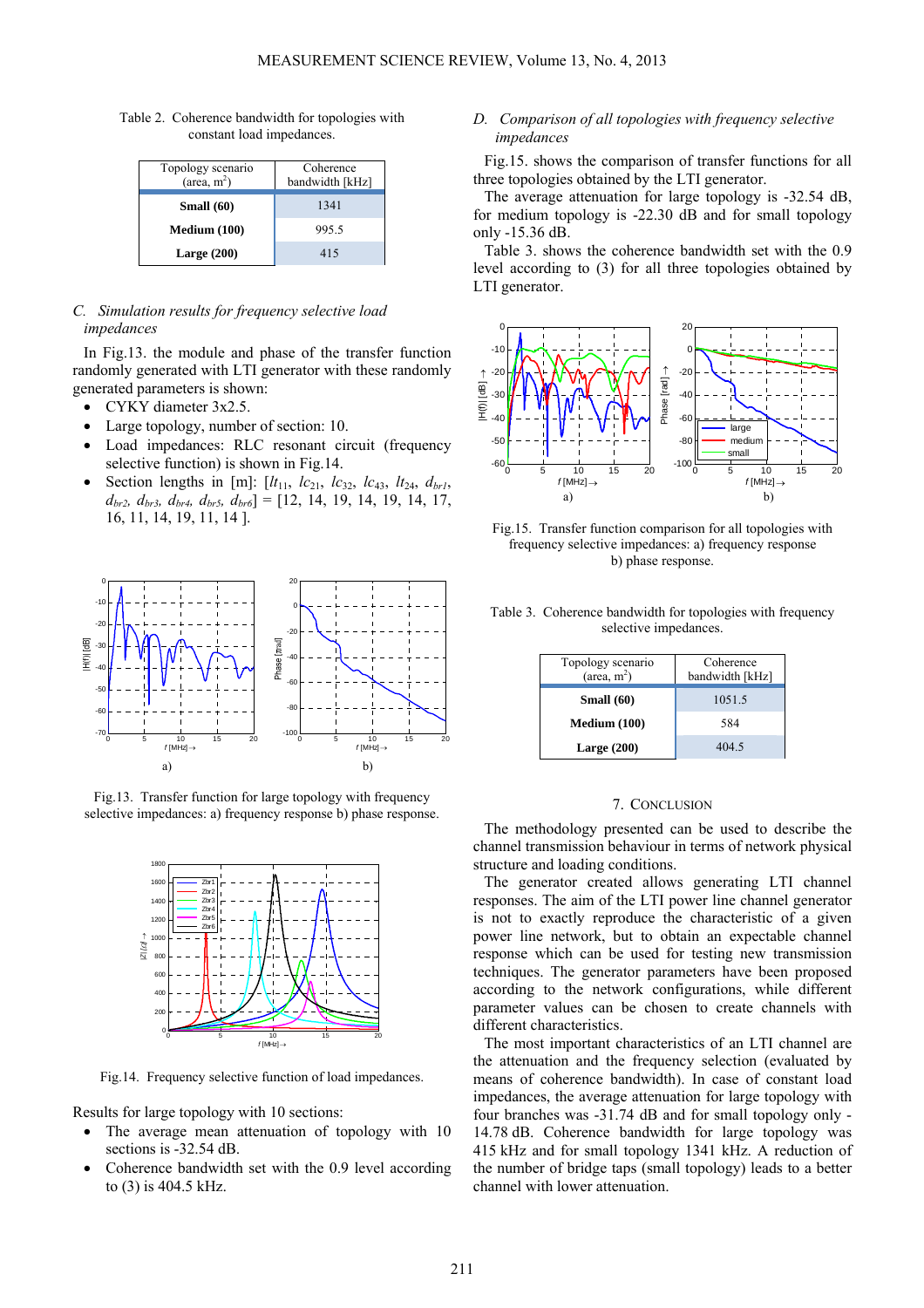Table 2. Coherence bandwidth for topologies with constant load impedances.

| Topology scenario (area, m$^2$) | Coherence bandwidth [kHz] |
|---|---|
| **Small (60)** | 1341 |
| **Medium (100)** | 995.5 |
| **Large (200)** | 415 |

### *C. Simulation results for frequency selective load impedances*

In Fig.13. the module and phase of the transfer function randomly generated with LTI generator with these randomly generated parameters is shown:

- CYKY diameter 3x2.5.
- Large topology, number of section: 10.
- Load impedances: RLC resonant circuit (frequency selective function) is shown in Fig.14.
- Section lengths in [m]: [$lt_{11}$, $lc_{21}$, $lc_{32}$, $lc_{43}$, $lt_{24}$, $d_{br1}$, $d_{br2}$, $d_{br3}$, $d_{br4}$, $d_{br5}$, $d_{br6}$] = [12, 14, 19, 14, 19, 14, 17, 16, 11, 14, 19, 11, 14 ].

Fig.13. Transfer function for large topology with frequency selective impedances: a) frequency response b) phase response.

Fig.14. Frequency selective function of load impedances.

Results for large topology with 10 sections:

- The average mean attenuation of topology with 10 sections is -32.54 dB.
- Coherence bandwidth set with the 0.9 level according to (3) is 404.5 kHz.

### *D. Comparison of all topologies with frequency selective impedances*

Fig.15. shows the comparison of transfer functions for all three topologies obtained by the LTI generator.

The average attenuation for large topology is -32.54 dB, for medium topology is -22.30 dB and for small topology only -15.36 dB.

Table 3. shows the coherence bandwidth set with the 0.9 level according to (3) for all three topologies obtained by LTI generator.

Fig.15. Transfer function comparison for all topologies with frequency selective impedances: a) frequency response b) phase response.

Table 3. Coherence bandwidth for topologies with frequency selective impedances.

| Topology scenario (area, m$^2$) | Coherence bandwidth [kHz] |
|---|---|
| **Small (60)** | 1051.5 |
| **Medium (100)** | 584 |
| **Large (200)** | 404.5 |

## 7. Conclusion

The methodology presented can be used to describe the channel transmission behaviour in terms of network physical structure and loading conditions.

The generator created allows generating LTI channel responses. The aim of the LTI power line channel generator is not to exactly reproduce the characteristic of a given power line network, but to obtain an expectable channel response which can be used for testing new transmission techniques. The generator parameters have been proposed according to the network configurations, while different parameter values can be chosen to create channels with different characteristics.

The most important characteristics of an LTI channel are the attenuation and the frequency selection (evaluated by means of coherence bandwidth). In case of constant load impedances, the average attenuation for large topology with four branches was -31.74 dB and for small topology only -14.78 dB. Coherence bandwidth for large topology was 415 kHz and for small topology 1341 kHz. A reduction of the number of bridge taps (small topology) leads to a better channel with lower attenuation.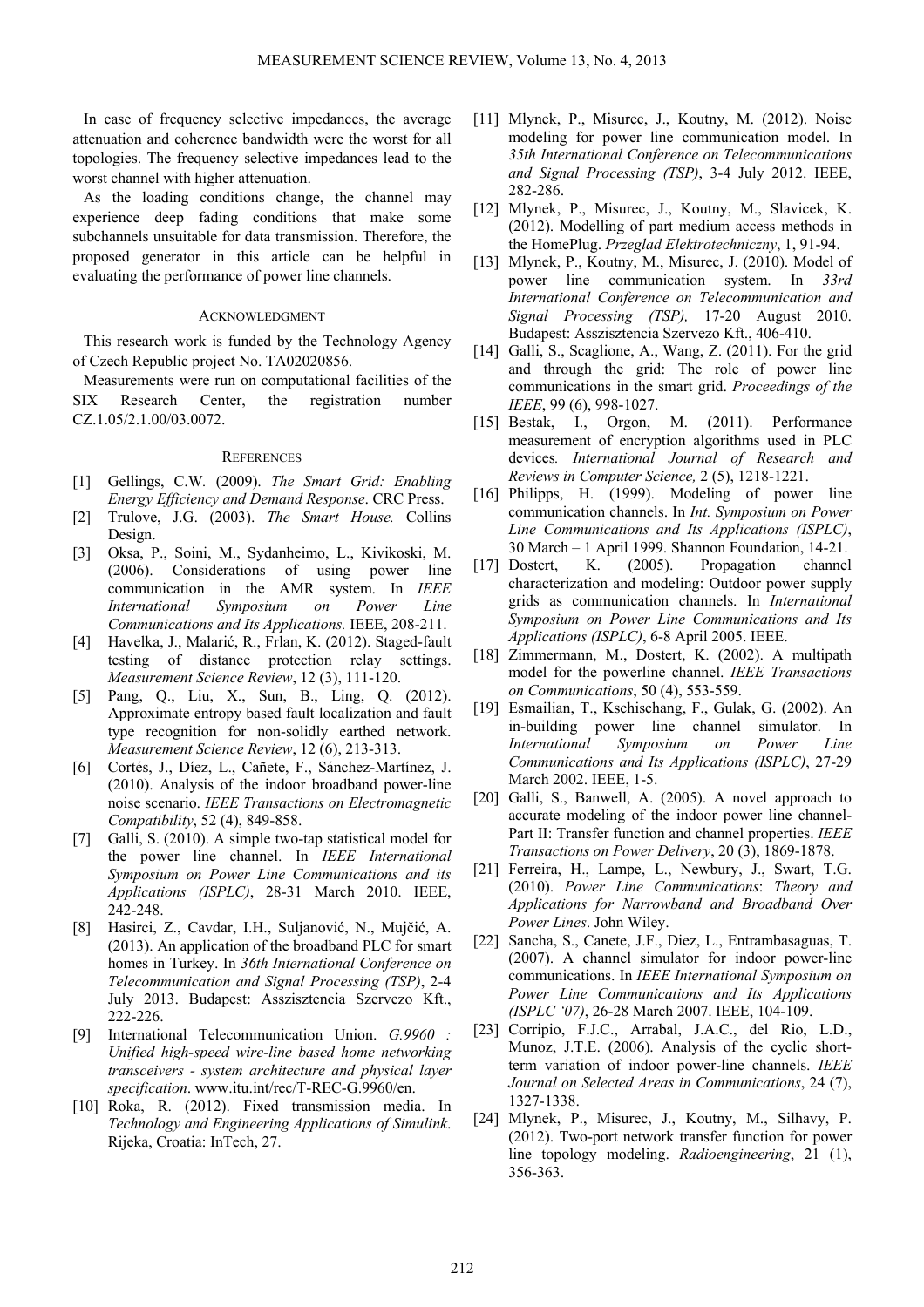In case of frequency selective impedances, the average attenuation and coherence bandwidth were the worst for all topologies. The frequency selective impedances lead to the worst channel with higher attenuation.

As the loading conditions change, the channel may experience deep fading conditions that make some subchannels unsuitable for data transmission. Therefore, the proposed generator in this article can be helpful in evaluating the performance of power line channels.

## ACKNOWLEDGMENT

This research work is funded by the Technology Agency of Czech Republic project No. TA02020856.

Measurements were run on computational facilities of the SIX Research Center, the registration number CZ.1.05/2.1.00/03.0072.

## REFERENCES

[1] Gellings, C.W. (2009). *The Smart Grid: Enabling Energy Efficiency and Demand Response*. CRC Press.

[2] Trulove, J.G. (2003). *The Smart House.* Collins Design.

[3] Oksa, P., Soini, M., Sydanheimo, L., Kivikoski, M. (2006). Considerations of using power line communication in the AMR system. In *IEEE International Symposium on Power Line Communications and Its Applications.* IEEE, 208-211.

[4] Havelka, J., Malarić, R., Frlan, K. (2012). Staged-fault testing of distance protection relay settings. *Measurement Science Review*, 12 (3), 111-120.

[5] Pang, Q., Liu, X., Sun, B., Ling, Q. (2012). Approximate entropy based fault localization and fault type recognition for non-solidly earthed network. *Measurement Science Review*, 12 (6), 213-313.

[6] Cortés, J., Díez, L., Cañete, F., Sánchez-Martínez, J. (2010). Analysis of the indoor broadband power-line noise scenario. *IEEE Transactions on Electromagnetic Compatibility*, 52 (4), 849-858.

[7] Galli, S. (2010). A simple two-tap statistical model for the power line channel. In *IEEE International Symposium on Power Line Communications and its Applications (ISPLC)*, 28-31 March 2010. IEEE, 242-248.

[8] Hasirci, Z., Cavdar, I.H., Suljanović, N., Mujčić, A. (2013). An application of the broadband PLC for smart homes in Turkey. In *36th International Conference on Telecommunication and Signal Processing (TSP)*, 2-4 July 2013. Budapest: Asszisztencia Szervezo Kft., 222-226.

[9] International Telecommunication Union. *G.9960 : Unified high-speed wire-line based home networking transceivers - system architecture and physical layer specification*. www.itu.int/rec/T-REC-G.9960/en.

[10] Roka, R. (2012). Fixed transmission media. In *Technology and Engineering Applications of Simulink*. Rijeka, Croatia: InTech, 27.

[11] Mlynek, P., Misurec, J., Koutny, M. (2012). Noise modeling for power line communication model. In *35th International Conference on Telecommunications and Signal Processing (TSP)*, 3-4 July 2012. IEEE, 282-286.

[12] Mlynek, P., Misurec, J., Koutny, M., Slavicek, K. (2012). Modelling of part medium access methods in the HomePlug. *Przeglad Elektrotechniczny*, 1, 91-94.

[13] Mlynek, P., Koutny, M., Misurec, J. (2010). Model of power line communication system. In *33rd International Conference on Telecommunication and Signal Processing (TSP),* 17-20 August 2010. Budapest: Asszisztencia Szervezo Kft., 406-410.

[14] Galli, S., Scaglione, A., Wang, Z. (2011). For the grid and through the grid: The role of power line communications in the smart grid. *Proceedings of the IEEE*, 99 (6), 998-1027.

[15] Bestak, I., Orgon, M. (2011). Performance measurement of encryption algorithms used in PLC devices*. International Journal of Research and Reviews in Computer Science,* 2 (5), 1218-1221.

[16] Philipps, H. (1999). Modeling of power line communication channels. In *Int. Symposium on Power Line Communications and Its Applications (ISPLC)*, 30 March – 1 April 1999. Shannon Foundation, 14-21.

[17] Dostert, K. (2005). Propagation channel characterization and modeling: Outdoor power supply grids as communication channels. In *International Symposium on Power Line Communications and Its Applications (ISPLC)*, 6-8 April 2005. IEEE.

[18] Zimmermann, M., Dostert, K. (2002). A multipath model for the powerline channel. *IEEE Transactions on Communications*, 50 (4), 553-559.

[19] Esmailian, T., Kschischang, F., Gulak, G. (2002). An in-building power line channel simulator. In *International Symposium on Power Line Communications and Its Applications (ISPLC)*, 27-29 March 2002. IEEE, 1-5.

[20] Galli, S., Banwell, A. (2005). A novel approach to accurate modeling of the indoor power line channel-Part II: Transfer function and channel properties. *IEEE Transactions on Power Delivery*, 20 (3), 1869-1878.

[21] Ferreira, H., Lampe, L., Newbury, J., Swart, T.G. (2010). *Power Line Communications*: *Theory and Applications for Narrowband and Broadband Over Power Lines*. John Wiley.

[22] Sancha, S., Canete, J.F., Diez, L., Entrambasaguas, T. (2007). A channel simulator for indoor power-line communications. In *IEEE International Symposium on Power Line Communications and Its Applications (ISPLC '07)*, 26-28 March 2007. IEEE, 104-109.

[23] Corripio, F.J.C., Arrabal, J.A.C., del Rio, L.D., Munoz, J.T.E. (2006). Analysis of the cyclic short-term variation of indoor power-line channels. *IEEE Journal on Selected Areas in Communications*, 24 (7), 1327-1338.

[24] Mlynek, P., Misurec, J., Koutny, M., Silhavy, P. (2012). Two-port network transfer function for power line topology modeling. *Radioengineering*, 21 (1), 356-363.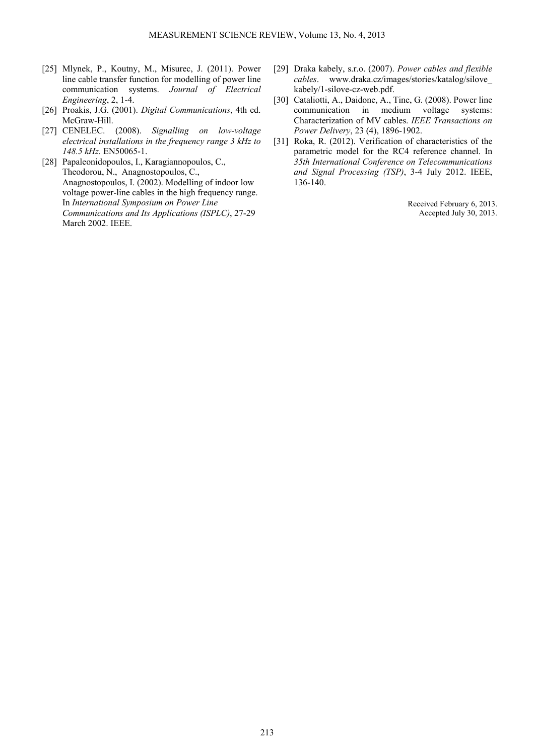[25] Mlynek, P., Koutny, M., Misurec, J. (2011). Power line cable transfer function for modelling of power line communication systems. *Journal of Electrical Engineering*, 2, 1-4.

[26] Proakis, J.G. (2001). *Digital Communications*, 4th ed. McGraw-Hill.

[27] CENELEC. (2008). *Signalling on low-voltage electrical installations in the frequency range 3 kHz to 148.5 kHz.* EN50065-1.

[28] Papaleonidopoulos, I., Karagiannopoulos, C., Theodorou, N., Anagnostopoulos, C., Anagnostopoulos, I. (2002). Modelling of indoor low voltage power-line cables in the high frequency range. In *International Symposium on Power Line Communications and Its Applications (ISPLC)*, 27-29 March 2002. IEEE.

[29] Draka kabely, s.r.o. (2007). *Power cables and flexible cables*. www.draka.cz/images/stories/katalog/silove_kabely/1-silove-cz-web.pdf.

[30] Cataliotti, A., Daidone, A., Tine, G. (2008). Power line communication in medium voltage systems: Characterization of MV cables. *IEEE Transactions on Power Delivery*, 23 (4), 1896-1902.

[31] Roka, R. (2012). Verification of characteristics of the parametric model for the RC4 reference channel. In *35th International Conference on Telecommunications and Signal Processing (TSP)*, 3-4 July 2012. IEEE, 136-140.

Received February 6, 2013.
Accepted July 30, 2013.